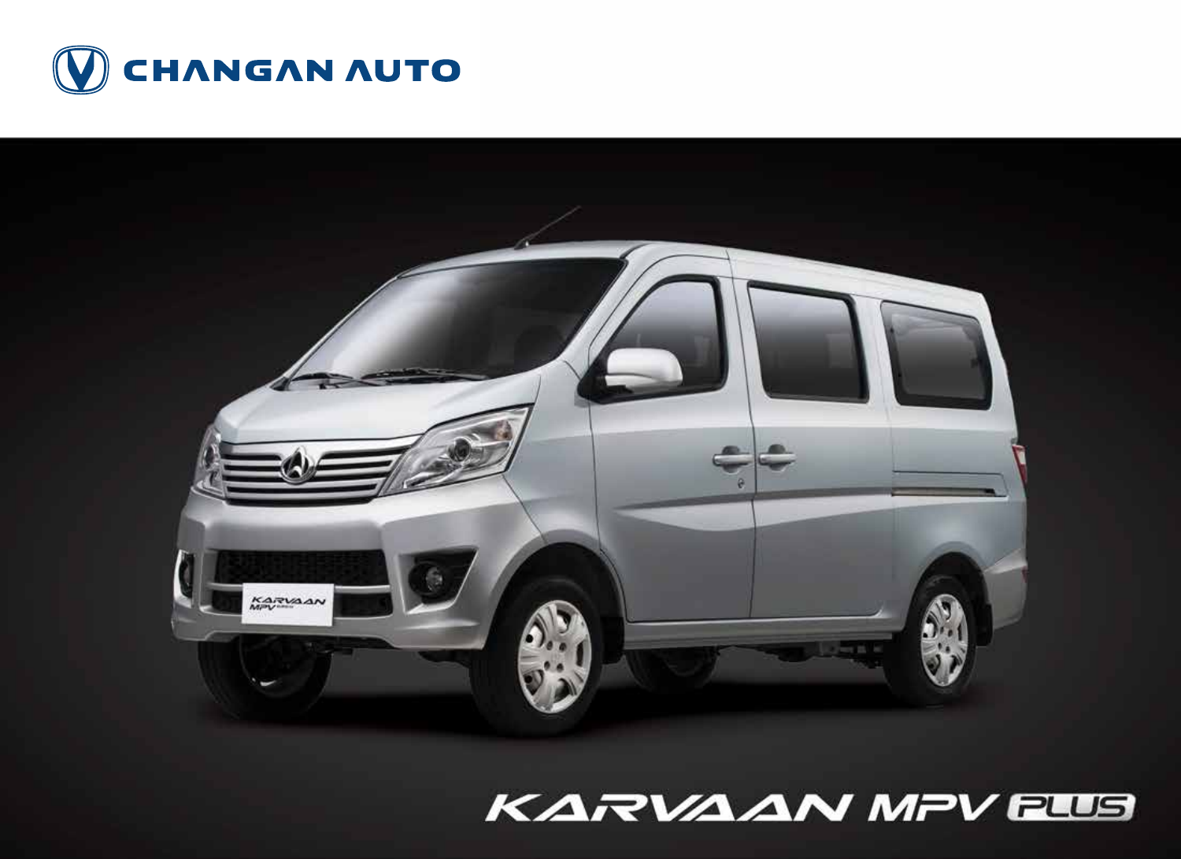CHANGAN AUTO

# KARVAAN MPV PLUS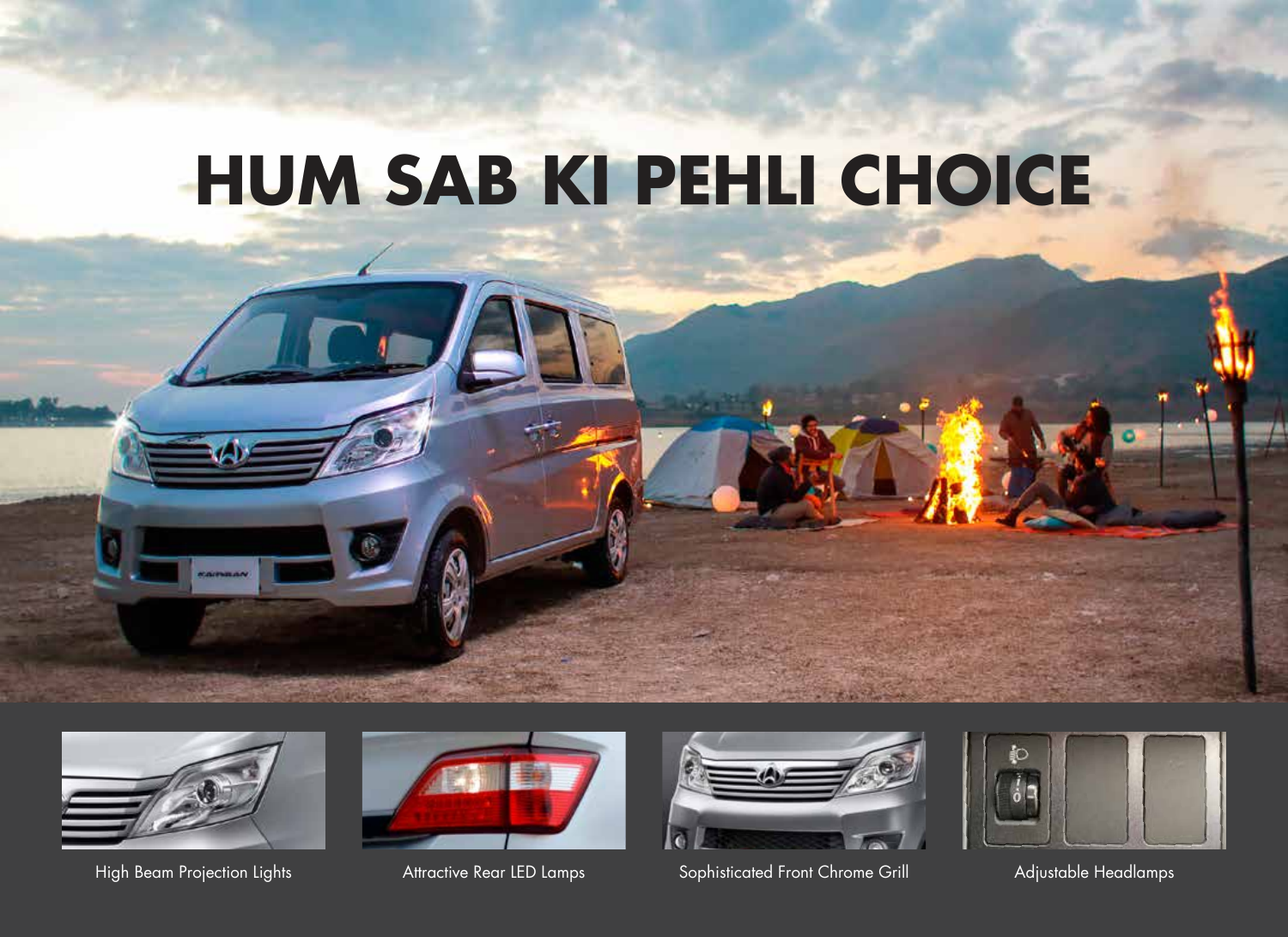# HUM SAB KI PEHLI CHOICE

High Beam Projection Lights

Attractive Rear LED Lamps

Sophisticated Front Chrome Grill

Adjustable Headlamps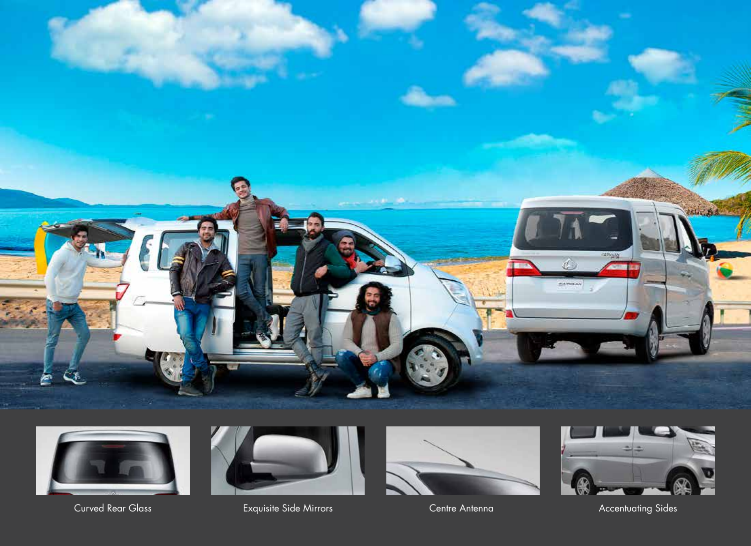Curved Rear Glass

Exquisite Side Mirrors

Centre Antenna

Accentuating Sides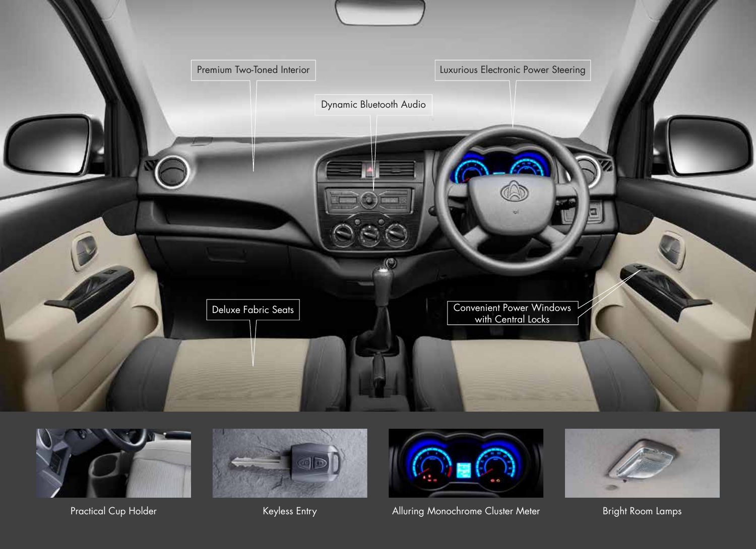Premium Two-Toned Interior

Dynamic Bluetooth Audio

Luxurious Electronic Power Steering

Deluxe Fabric Seats

Convenient Power Windows with Central Locks

Practical Cup Holder

Keyless Entry

Alluring Monochrome Cluster Meter

Bright Room Lamps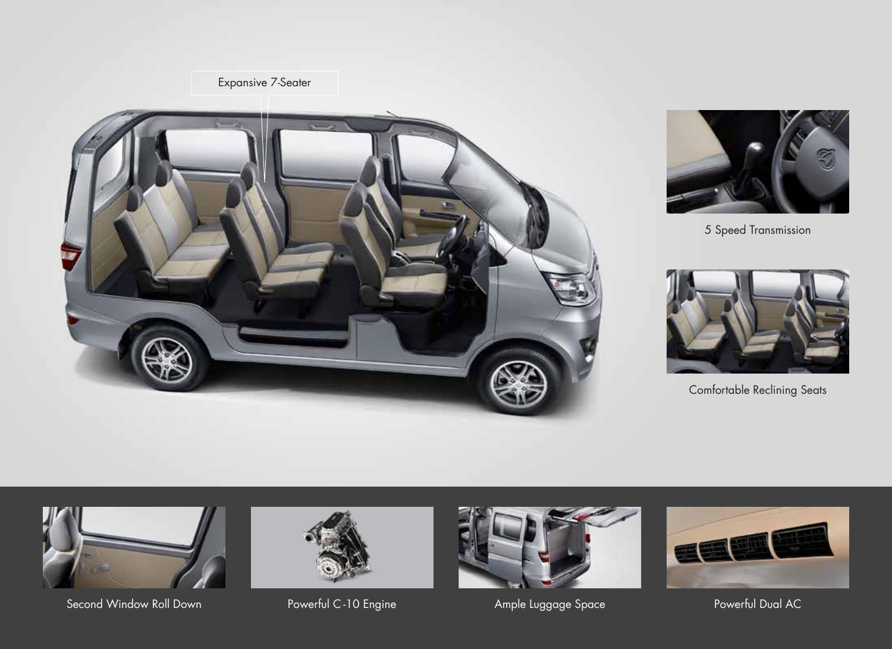Expansive 7-Seater

5 Speed Transmission

Comfortable Reclining Seats

Second Window Roll Down

Powerful C-10 Engine

Ample Luggage Space

Powerful Dual AC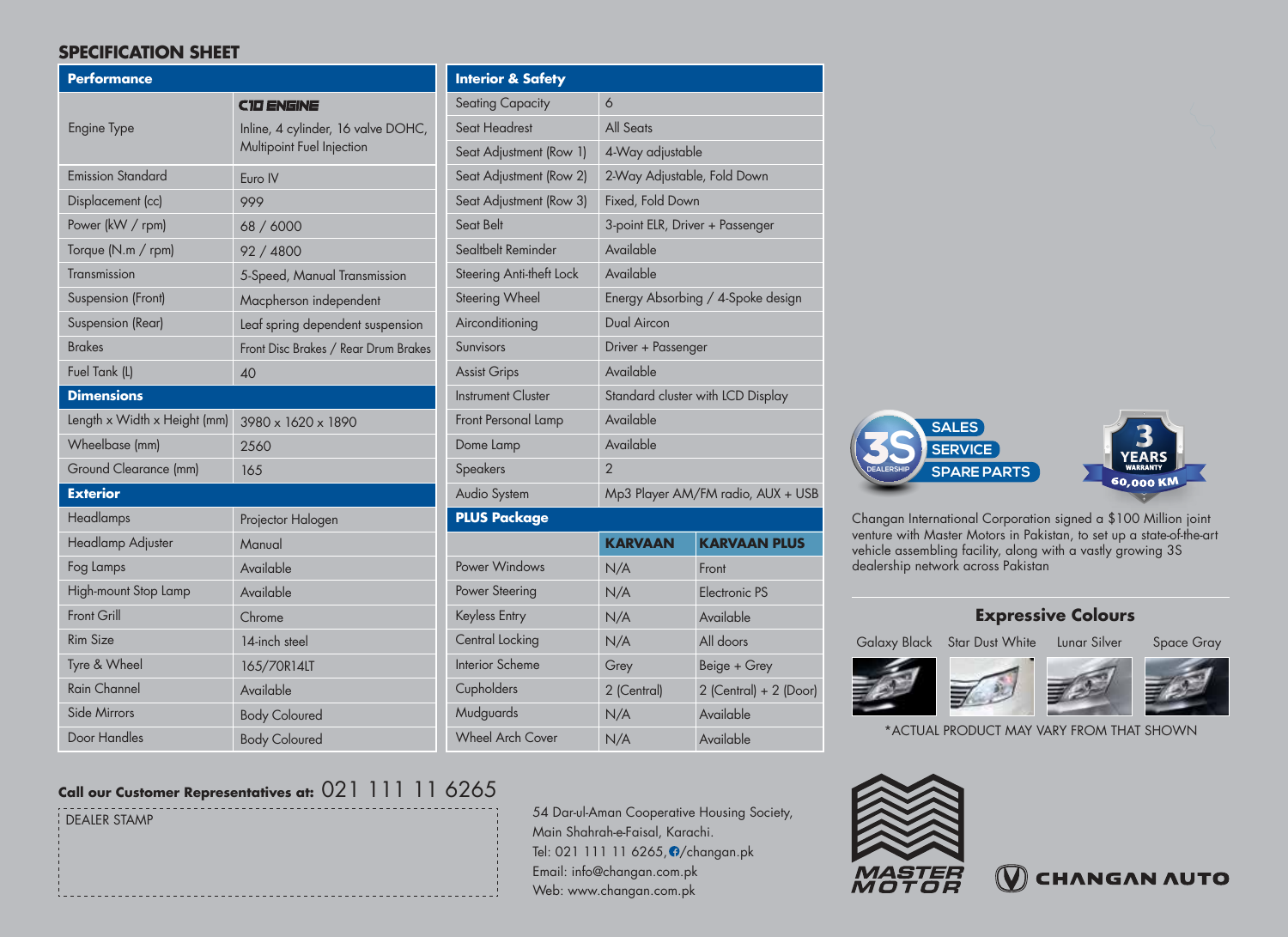## SPECIFICATION SHEET

| Performance | |
|---|---|
| Engine Type | C10 ENGINE<br>Inline, 4 cylinder, 16 valve DOHC, Multipoint Fuel Injection |
| Emission Standard | Euro IV |
| Displacement (cc) | 999 |
| Power (kW / rpm) | 68 / 6000 |
| Torque (N.m / rpm) | 92 / 4800 |
| Transmission | 5-Speed, Manual Transmission |
| Suspension (Front) | Macpherson independent |
| Suspension (Rear) | Leaf spring dependent suspension |
| Brakes | Front Disc Brakes / Rear Drum Brakes |
| Fuel Tank (L) | 40 |
| **Dimensions** | |
| Length x Width x Height (mm) | 3980 x 1620 x 1890 |
| Wheelbase (mm) | 2560 |
| Ground Clearance (mm) | 165 |
| **Exterior** | |
| Headlamps | Projector Halogen |
| Headlamp Adjuster | Manual |
| Fog Lamps | Available |
| High-mount Stop Lamp | Available |
| Front Grill | Chrome |
| Rim Size | 14-inch steel |
| Tyre & Wheel | 165/70R14LT |
| Rain Channel | Available |
| Side Mirrors | Body Coloured |
| Door Handles | Body Coloured |

| Interior & Safety | |
|---|---|
| Seating Capacity | 6 |
| Seat Headrest | All Seats |
| Seat Adjustment (Row 1) | 4-Way adjustable |
| Seat Adjustment (Row 2) | 2-Way Adjustable, Fold Down |
| Seat Adjustment (Row 3) | Fixed, Fold Down |
| Seat Belt | 3-point ELR, Driver + Passenger |
| Sealtbelt Reminder | Available |
| Steering Anti-theft Lock | Available |
| Steering Wheel | Energy Absorbing / 4-Spoke design |
| Airconditioning | Dual Aircon |
| Sunvisors | Driver + Passenger |
| Assist Grips | Available |
| Instrument Cluster | Standard cluster with LCD Display |
| Front Personal Lamp | Available |
| Dome Lamp | Available |
| Speakers | 2 |
| Audio System | Mp3 Player AM/FM radio, AUX + USB |

| PLUS Package | KARVAAN | KARVAAN PLUS |
|---|---|---|
| Power Windows | N/A | Front |
| Power Steering | N/A | Electronic PS |
| Keyless Entry | N/A | Available |
| Central Locking | N/A | All doors |
| Interior Scheme | Grey | Beige + Grey |
| Cupholders | 2 (Central) | 2 (Central) + 2 (Door) |
| Mudguards | N/A | Available |
| Wheel Arch Cover | N/A | Available |

3S DEALERSHIP — SALES, SERVICE, SPARE PARTS

3 YEARS WARRANTY 60,000 KM

Changan International Corporation signed a $100 Million joint venture with Master Motors in Pakistan, to set up a state-of-the-art vehicle assembling facility, along with a vastly growing 3S dealership network across Pakistan

### Expressive Colours

Galaxy Black | Star Dust White | Lunar Silver | Space Gray

*ACTUAL PRODUCT MAY VARY FROM THAT SHOWN

**Call our Customer Representatives at:** 021 111 11 6265

DEALER STAMP

54 Dar-ul-Aman Cooperative Housing Society,
Main Shahrah-e-Faisal, Karachi.
Tel: 021 111 11 6265, /changan.pk
Email: info@changan.com.pk
Web: www.changan.com.pk

MASTER MOTOR

CHANGAN AUTO